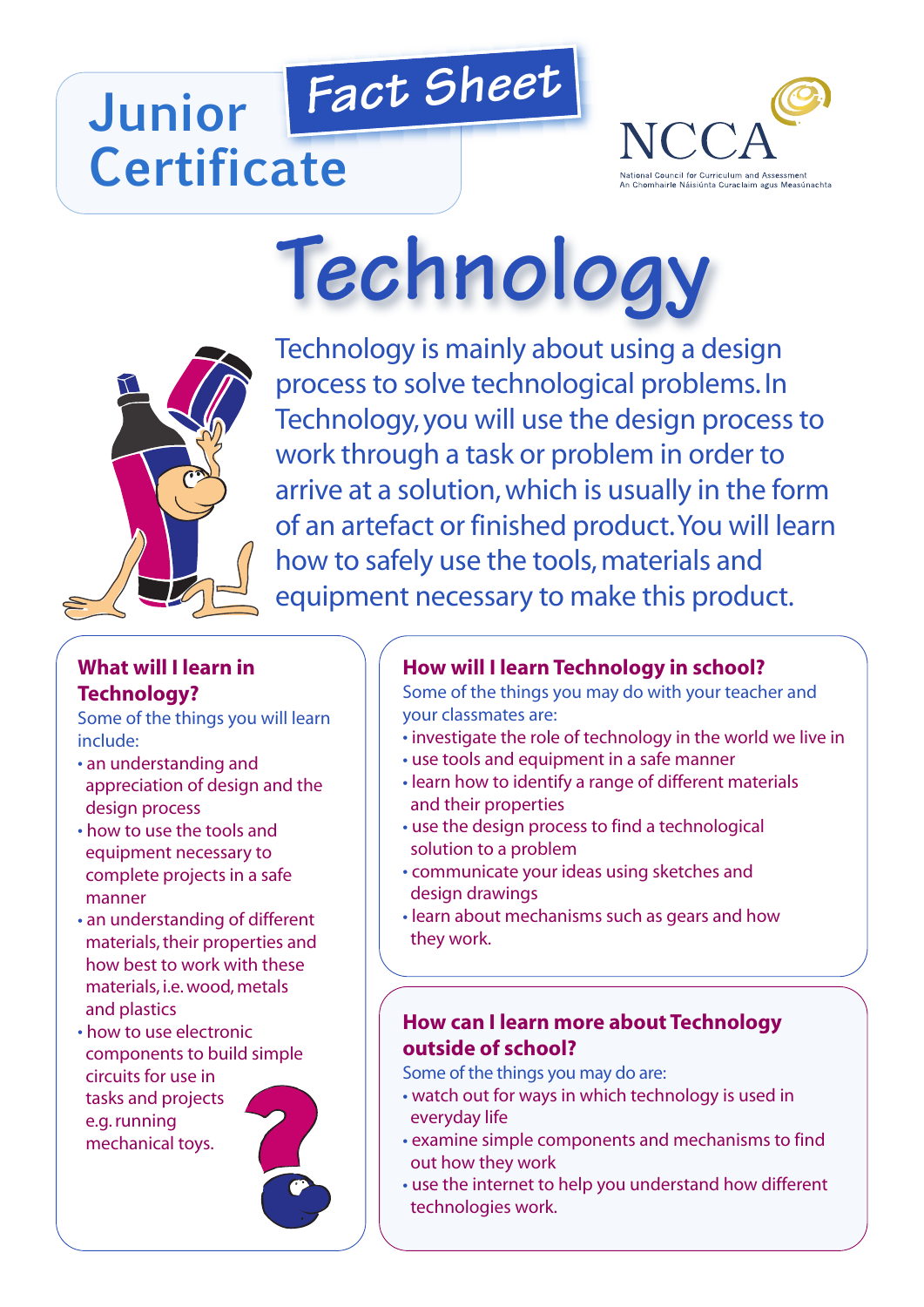Junior Certificate

Fact Sheet

NCCA
National Council for Curriculum and Assessment
An Chomhairle Náisiúnta Curaclaim agus Measúnachta

# Technology

Technology is mainly about using a design process to solve technological problems. In Technology, you will use the design process to work through a task or problem in order to arrive at a solution, which is usually in the form of an artefact or finished product. You will learn how to safely use the tools, materials and equipment necessary to make this product.

## What will I learn in Technology?

Some of the things you will learn include:

- an understanding and appreciation of design and the design process
- how to use the tools and equipment necessary to complete projects in a safe manner
- an understanding of different materials, their properties and how best to work with these materials, i.e. wood, metals and plastics
- how to use electronic components to build simple circuits for use in tasks and projects e.g. running mechanical toys.

## How will I learn Technology in school?

Some of the things you may do with your teacher and your classmates are:

- investigate the role of technology in the world we live in
- use tools and equipment in a safe manner
- learn how to identify a range of different materials and their properties
- use the design process to find a technological solution to a problem
- communicate your ideas using sketches and design drawings
- learn about mechanisms such as gears and how they work.

## How can I learn more about Technology outside of school?

Some of the things you may do are:

- watch out for ways in which technology is used in everyday life
- examine simple components and mechanisms to find out how they work
- use the internet to help you understand how different technologies work.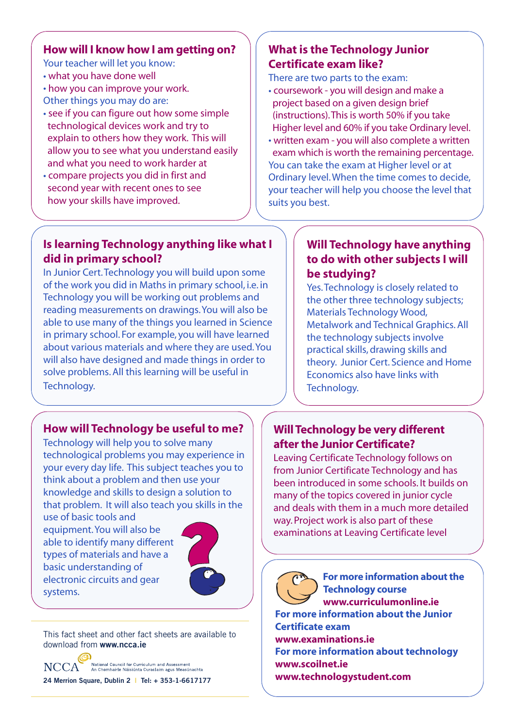## How will I know how I am getting on?

Your teacher will let you know:

- what you have done well
- how you can improve your work.

Other things you may do are:

- see if you can figure out how some simple technological devices work and try to explain to others how they work. This will allow you to see what you understand easily and what you need to work harder at
- compare projects you did in first and second year with recent ones to see how your skills have improved.

## What is the Technology Junior Certificate exam like?

There are two parts to the exam:

- coursework - you will design and make a project based on a given design brief (instructions). This is worth 50% if you take Higher level and 60% if you take Ordinary level.
- written exam - you will also complete a written exam which is worth the remaining percentage.

You can take the exam at Higher level or at Ordinary level. When the time comes to decide, your teacher will help you choose the level that suits you best.

## Is learning Technology anything like what I did in primary school?

In Junior Cert. Technology you will build upon some of the work you did in Maths in primary school, i.e. in Technology you will be working out problems and reading measurements on drawings. You will also be able to use many of the things you learned in Science in primary school. For example, you will have learned about various materials and where they are used. You will also have designed and made things in order to solve problems. All this learning will be useful in Technology.

## Will Technology have anything to do with other subjects I will be studying?

Yes. Technology is closely related to the other three technology subjects; Materials Technology Wood, Metalwork and Technical Graphics. All the technology subjects involve practical skills, drawing skills and theory. Junior Cert. Science and Home Economics also have links with Technology.

## How will Technology be useful to me?

Technology will help you to solve many technological problems you may experience in your every day life. This subject teaches you to think about a problem and then use your knowledge and skills to design a solution to that problem. It will also teach you skills in the use of basic tools and equipment. You will also be able to identify many different types of materials and have a basic understanding of electronic circuits and gear systems.

## Will Technology be very different after the Junior Certificate?

Leaving Certificate Technology follows on from Junior Certificate Technology and has been introduced in some schools. It builds on many of the topics covered in junior cycle and deals with them in a much more detailed way. Project work is also part of these examinations at Leaving Certificate level

**For more information about the Technology course**
**www.curriculumonline.ie**
**For more information about the Junior Certificate exam**
**www.examinations.ie**
**For more information about technology**
**www.scoilnet.ie**
**www.technologystudent.com**

This fact sheet and other fact sheets are available to download from **www.ncca.ie**

NCCA National Council for Curriculum and Assessment
An Chomhairle Náisiúnta Curaclaim agus Measúnachta

**24 Merrion Square, Dublin 2 | Tel: + 353-1-6617177**